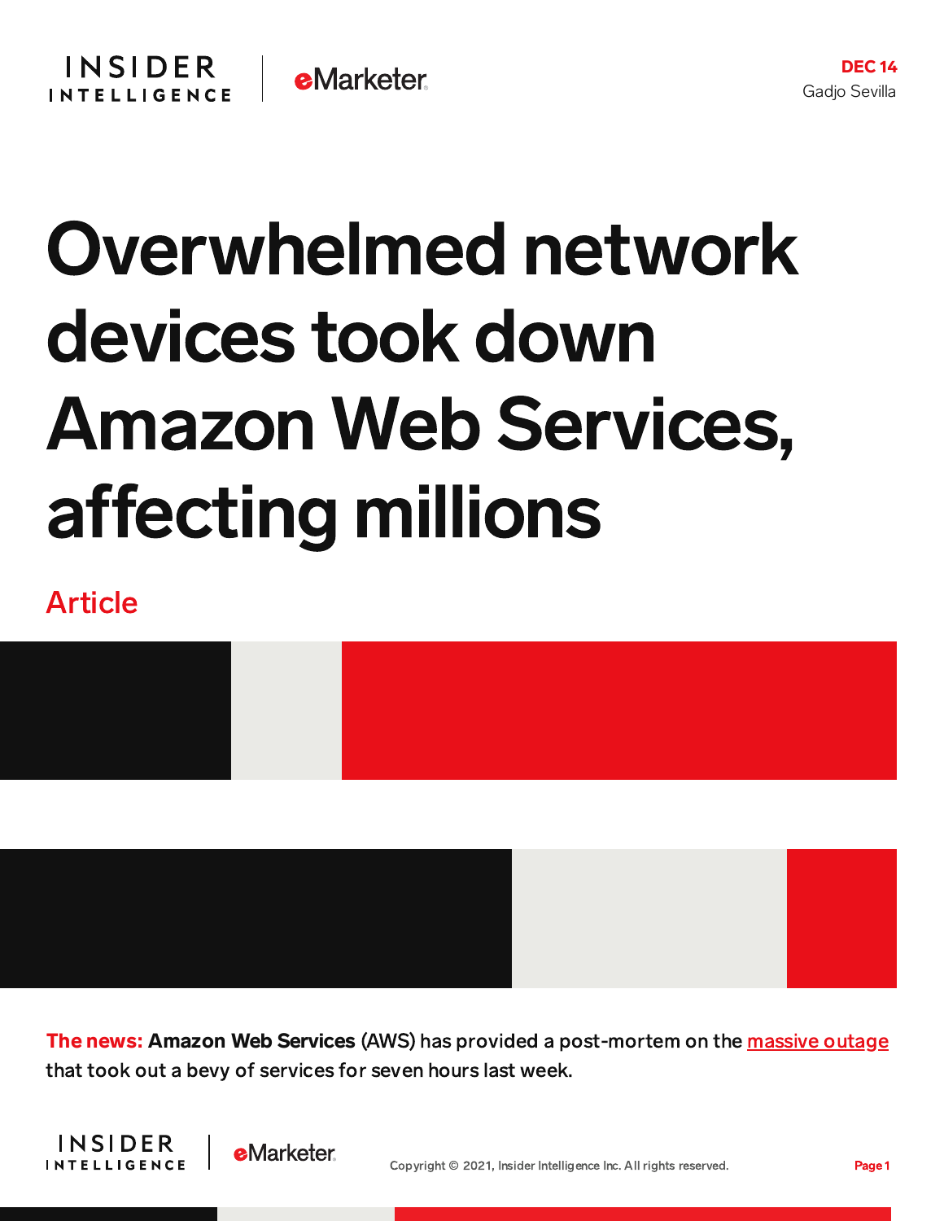DEC 14
Gadjo Sevilla

# Overwhelmed network devices took down Amazon Web Services, affecting millions

Article

**The news: Amazon Web Services** (AWS) has provided a post-mortem on the massive outage that took out a bevy of services for seven hours last week.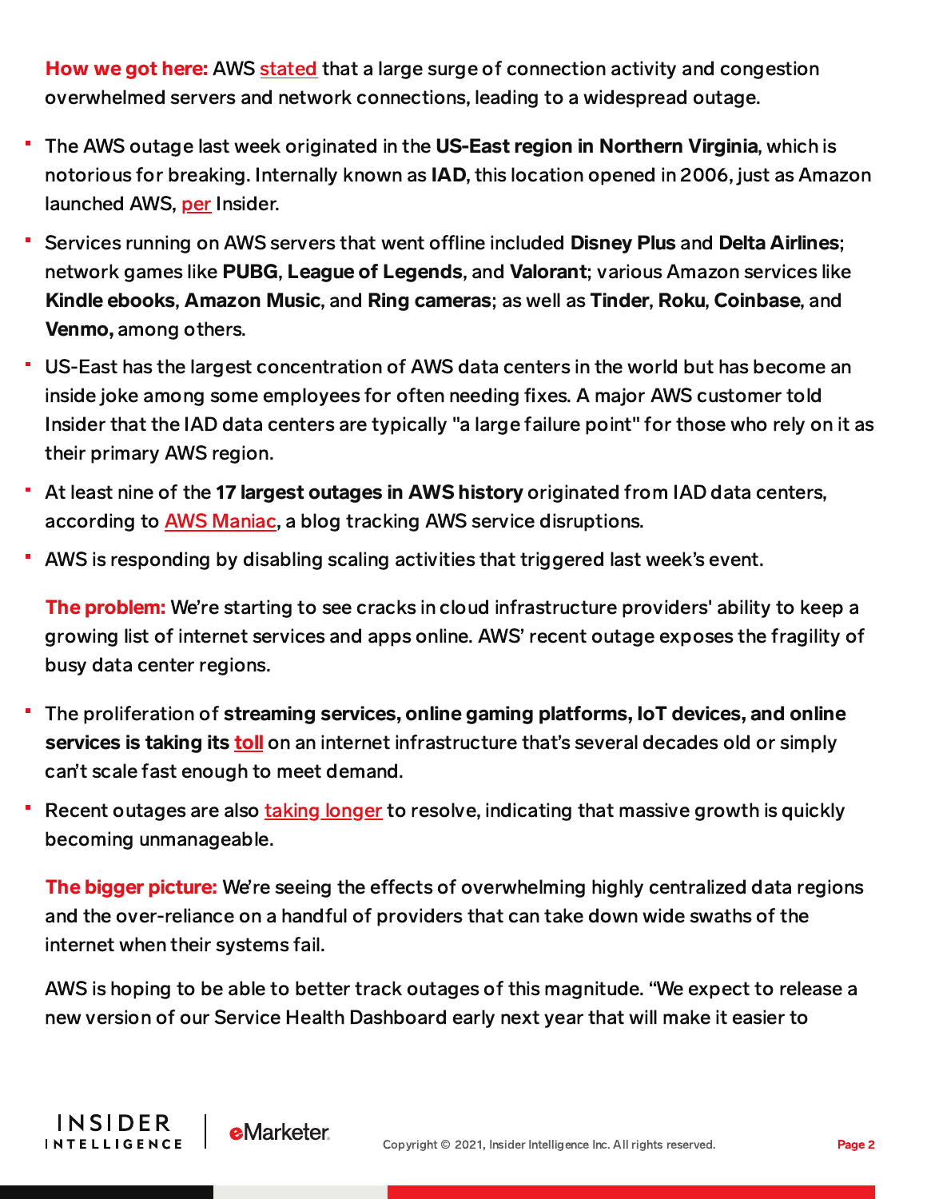**How we got here:** AWS stated that a large surge of connection activity and congestion overwhelmed servers and network connections, leading to a widespread outage.

- The AWS outage last week originated in the **US-East region in Northern Virginia**, which is notorious for breaking. Internally known as **IAD**, this location opened in 2006, just as Amazon launched AWS, per Insider.
- Services running on AWS servers that went offline included **Disney Plus** and **Delta Airlines**; network games like **PUBG**, **League of Legends**, and **Valorant**; various Amazon services like **Kindle ebooks**, **Amazon Music**, and **Ring cameras**; as well as **Tinder**, **Roku**, **Coinbase**, and **Venmo,** among others.
- US-East has the largest concentration of AWS data centers in the world but has become an inside joke among some employees for often needing fixes. A major AWS customer told Insider that the IAD data centers are typically "a large failure point" for those who rely on it as their primary AWS region.
- At least nine of the **17 largest outages in AWS history** originated from IAD data centers, according to AWS Maniac, a blog tracking AWS service disruptions.
- AWS is responding by disabling scaling activities that triggered last week's event.

**The problem:** We're starting to see cracks in cloud infrastructure providers' ability to keep a growing list of internet services and apps online. AWS' recent outage exposes the fragility of busy data center regions.

- The proliferation of **streaming services, online gaming platforms, IoT devices, and online services is taking its toll** on an internet infrastructure that's several decades old or simply can't scale fast enough to meet demand.
- Recent outages are also taking longer to resolve, indicating that massive growth is quickly becoming unmanageable.

**The bigger picture:** We're seeing the effects of overwhelming highly centralized data regions and the over-reliance on a handful of providers that can take down wide swaths of the internet when their systems fail.

AWS is hoping to be able to better track outages of this magnitude. "We expect to release a new version of our Service Health Dashboard early next year that will make it easier to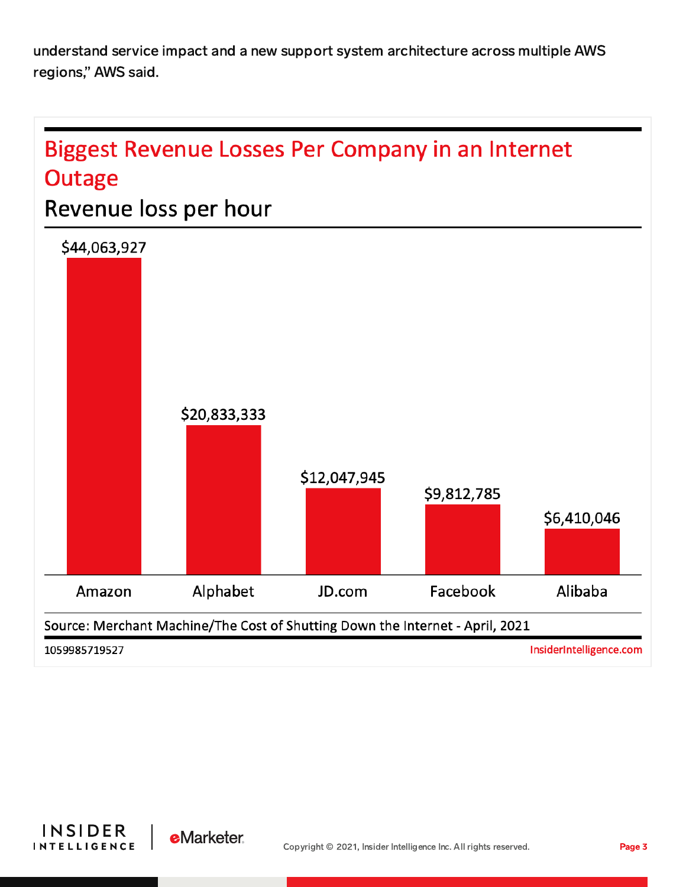understand service impact and a new support system architecture across multiple AWS regions," AWS said.

## Biggest Revenue Losses Per Company in an Internet Outage

Revenue loss per hour

$44,063,927

$20,833,333

$12,047,945

$9,812,785

$6,410,046

Amazon

Alphabet

JD.com

Facebook

Alibaba

Source: Merchant Machine/The Cost of Shutting Down the Internet - April, 2021

1059985719527

InsiderIntelligence.com